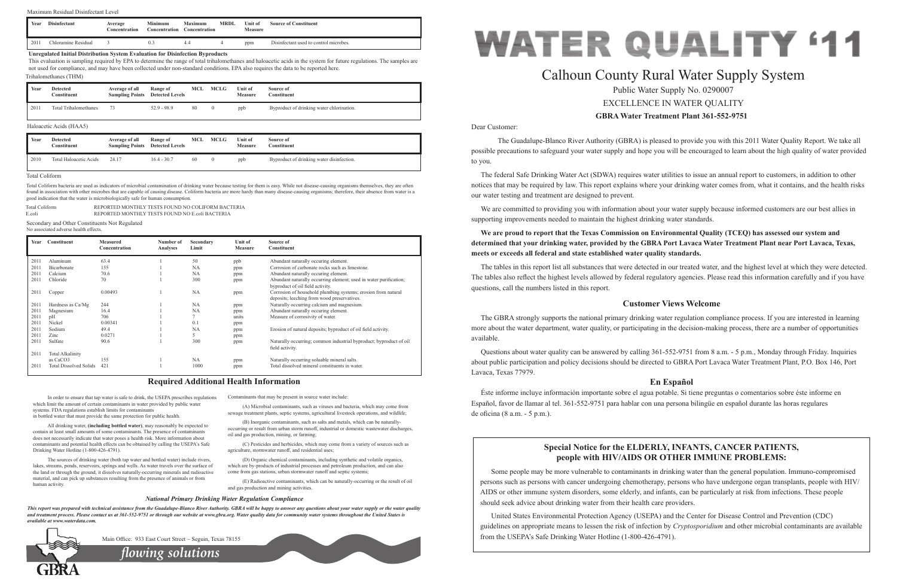# WATER QUALITY '11

## Calhoun County Rural Water Supply System

Public Water Supply No. 0290007

EXCELLENCE IN WATER QUALITY

**GBRA Water Treatment Plant 361-552-9751**

Dear Customer:

The Guadalupe-Blanco River Authority (GBRA) is pleased to provide you with this 2011 Water Quality Report. We take all possible precautions to safeguard your water supply and hope you will be encouraged to learn about the high quality of water provided to you.

The federal Safe Drinking Water Act (SDWA) requires water utilities to issue an annual report to customers, in addition to other notices that may be required by law. This report explains where your drinking water comes from, what it contains, and the health risks our water testing and treatment are designed to prevent.

We are committed to providing you with information about your water supply because informed customers are our best allies in supporting improvements needed to maintain the highest drinking water standards.

**We are proud to report that the Texas Commission on Environmental Quality (TCEQ) has assessed our system and determined that your drinking water, provided by the GBRA Port Lavaca Water Treatment Plant near Port Lavaca, Texas, meets or exceeds all federal and state established water quality standards.**

The tables in this report list all substances that were detected in our treated water, and the highest level at which they were detected. The tables also reflect the highest levels allowed by federal regulatory agencies. Please read this information carefully and if you have questions, call the numbers listed in this report.

### Customer Views Welcome

The GBRA strongly supports the national primary drinking water regulation compliance process. If you are interested in learning more about the water department, water quality, or participating in the decision-making process, there are a number of opportunities available.

Questions about water quality can be answered by calling 361-552-9751 from 8 a.m. - 5 p.m., Monday through Friday. Inquiries about public participation and policy decisions should be directed to GBRA Port Lavaca Water Treatment Plant, P.O. Box 146, Port Lavaca, Texas 77979.

### En Español

Éste informe incluye información importante sobre el agua potable. Si tiene preguntas o comentarios sobre éste informe en Español, favor de llamar al tel. 361-552-9751 para hablar con una persona bilingüe en español durante las horas regulares de oficina (8 a.m. - 5 p.m.).

### Special Notice for the ELDERLY, INFANTS, CANCER PATIENTS, people with HIV/AIDS OR OTHER IMMUNE PROBLEMS:

Some people may be more vulnerable to contaminants in drinking water than the general population. Immuno-compromised persons such as persons with cancer undergoing chemotherapy, persons who have undergone organ transplants, people with HIV/AIDS or other immune system disorders, some elderly, and infants, can be particularly at risk from infections. These people should seek advice about drinking water from their health care providers.

United States Environmental Protection Agency (USEPA) and the Center for Disease Control and Prevention (CDC) guidelines on appropriate means to lessen the risk of infection by *Cryptosporidium* and other microbial contaminants are available from the USEPA's Safe Drinking Water Hotline (1-800-426-4791).

Maximum Residual Disinfectant Level

| Year | Disinfectant | Average Concentration | Minimum Concentration | Maximum Concentration | MRDL | Unit of Measure | Source of Constituent |
|---|---|---|---|---|---|---|---|
| 2011 | Chloramine Residual | 3 | 0.3 | 4.4 | 4 | ppm | Disinfectant used to control microbes. |

**Unregulated Initial Distribution System Evaluation for Disinfection Byproducts**

This evaluation is sampling required by EPA to determine the range of total trihalomethanes and haloacetic acids in the system for future regulations. The samples are not used for compliance, and may have been collected under non-standard conditions. EPA also requires the data to be reported here.

Trihalomethanes (THM)

| Year | Detected Constituent | Average of all Sampling Points | Range of Detected Levels | MCL | MCLG | Unit of Measure | Source of Constituent |
|---|---|---|---|---|---|---|---|
| 2011 | Total Trihalomethanes | 73 | 52.9 - 98.9 | 80 | 0 | ppb | Byproduct of drinking water chlorination. |

Haloacetic Acids (HAA5)

| Year | Detected Constituent | Average of all Sampling Points | Range of Detected Levels | MCL | MCLG | Unit of Measure | Source of Constituent |
|---|---|---|---|---|---|---|---|
| 2010 | Total Haloacetic Acids | 24.17 | 16.4 - 30.7 | 60 | 0 | ppb | Byproduct of drinking water disinfection. |

Total Coliform

Total Coliform bacteria are used as indicators of microbial contamination of drinking water because testing for them is easy. While not disease-causing organisms themselves, they are often found in association with other microbes that are capable of causing disease. Coliform bacteria are more hardy than many disease-causing organisms; therefore, their absence from water is a good indication that the water is microbiologically safe for human consumption.

Total Coliform — REPORTED MONTHLY TESTS FOUND NO COLIFORM BACTERIA
E.coli — REPORTED MONTHLY TESTS FOUND NO E.coli BACTERIA

Secondary and Other Constituents Not Regulated
No associated adverse health effects.

| Year | Constituent | Measured Concentration | Number of Analyses | Secondary Limit | Unit of Measure | Source of Constituent |
|---|---|---|---|---|---|---|
| 2011 | Aluminum | 63.4 | 1 | 50 | ppb | Abundant naturally occuring element. |
| 2011 | Bicarbonate | 155 | 1 | NA | ppm | Corrosion of carbonate rocks such as limestone. |
| 2011 | Calcium | 70.6 | 1 | NA | ppm | Abundant naturally occuring element. |
| 2011 | Chloride | 70 | 1 | 300 | ppm | Abundant naturally occurring element; used in water purification; byproduct of oil field activity. |
| 2011 | Copper | 0.00493 | 1 | NA | ppm | Corrosion of household plumbing systems; erosion from natural deposits; leaching from wood preservatives. |
| 2011 | Hardness as Ca/Mg | 244 | 1 | NA | ppm | Naturally occurring calcium and magnesium. |
| 2011 | Magnesium | 16.4 | 1 | NA | ppm | Abundant naturally occuring element. |
| 2011 | pH | 706 | 1 | 7 | units | Measure of corrosivity of water. |
| 2011 | Nickel | 0.00341 | 1 | 0.1 | ppm | |
| 2011 | Sodium | 49.4 | 1 | NA | ppm | Erosion of natural deposits; byproduct of oil field activity. |
| 2011 | Zinc | 0.0271 | 1 | 5 | ppm | |
| 2011 | Sulfate | 90.6 | 1 | 300 | ppm | Naturally occurring; common industrial byproduct; byproduct of oil field activity. |
| 2011 | Total Alkalinity as CaCO3 | 155 | 1 | NA | ppm | Naturally occurring soluable mineral salts. |
| 2011 | Total Dissolved Solids | 421 | 1 | 1000 | ppm | Total dissolved mineral constituents in water. |

### Required Additional Health Information

In order to ensure that tap water is safe to drink, the USEPA prescribes regulations which limit the amount of certain contaminants in water provided by public water systems. FDA regulations establish limits for contaminants in bottled water that must provide the same protection for public health.

All drinking water, **(including bottled water)**, may reasonably be expected to contain at least small amounts of some contaminants. The presence of contaminants does not necessarily indicate that water poses a health risk. More information about contaminants and potential health effects can be obtained by calling the USEPA's Safe Drinking Water Hotline (1-800-426-4791).

The sources of drinking water (both tap water and bottled water) include rivers, lakes, streams, ponds, reservoirs, springs and wells. As water travels over the surface of the land or through the ground, it dissolves naturally-occurring minerals and radioactive material, and can pick up substances resulting from the presence of animals or from human activity.

Contaminants that may be present in source water include:

(A) Microbial contaminants, such as viruses and bacteria, which may come from sewage treatment plants, septic systems, agricultural livestock operations, and wildlife;

(B) Inorganic contaminants, such as salts and metals, which can be naturally-occurring or result from urban storm runoff, industrial or domestic wastewater discharges, oil and gas production, mining, or farming;

(C) Pesticides and herbicides, which may come from a variety of sources such as agriculture, stormwater runoff, and residential uses;

(D) Organic chemical contaminants, including synthetic and volatile organics, which are by-products of industrial processes and petroleum production, and can also come from gas stations, urban stormwater runoff and septic systems;

(E) Radioactive contaminants, which can be naturally-occurring or the result of oil and gas production and mining activities.

*National Primary Drinking Water Regulation Compliance*

***This report was prepared with technical assistance from the Guadalupe-Blanco River Authority. GBRA will be happy to answer any questions about your water supply or the water quality and treatment process. Please contact us at 361-552-9751 or through our website at www.gbra.org. Water quality data for community water systems throughout the United States is available at www.waterdata.com.***

Main Office: 933 East Court Street ~ Seguin, Texas 78155

*flowing solutions*

GBRA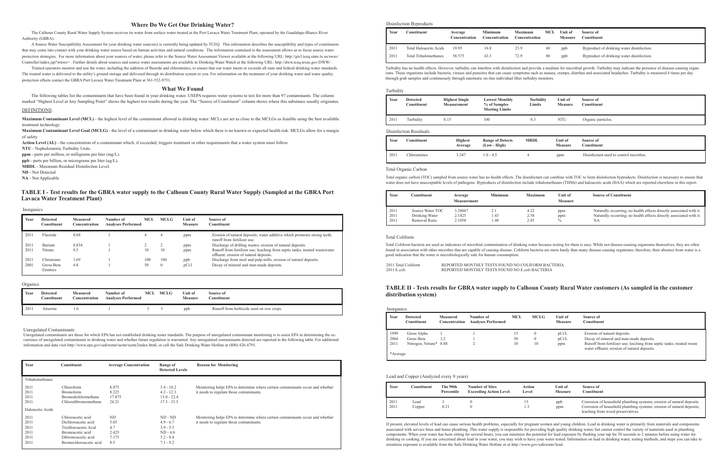## Where Do We Get Our Drinking Water?

The Calhoun County Rural Water Supply System receives its water from surface water treated at the Port Lavaca Water Treatment Plant, operated by the Guadalupe-Blanco River Authority (GBRA).

A Source Water Susceptibility Assessment for your drinking water source(s) is currently being updated by TCEQ. This information describes the susceptibility and types of constituents that may come into contact with your drinking water source based on human activities and natural conditions. The information contained in the assessment allows us to focus source water protection strategies. For more information about your sources of water, please refer to the Source Water Assessment Viewer available at the following URL: http://gis3.tceq.state.tx.us/swav/Controller/index.jsp?wtrsrc= . Further details about sources and source water assessments are available in Drinking Water Watch at the following URL: http://dww.tceq.texas.gov/DWW/ .

Trained operators monitor and test the water, including the addition of fluoride and chloramines, to ensure that our water meets or exceeds all state and federal drinking water standards. The treated water is delivered to the utility's ground storage and delivered through its distribution system to you. For information on the treatment of your drinking water and water quality protection efforts contact the GBRA Port Lavaca Water Treatment Plant at 361-552-9751.

## What We Found

The following tables list the contaminants that have been found in your drinking water. USEPA requires water systems to test for more than 97 contaminants. The column marked "Highest Level at Any Sampling Point" shows the highest test results during the year. The "Source of Constituent" column shows where this substance usually originates.

DEFINITIONS:

**Maximum Contaminant Level (MCL)** - the highest level of the contaminant allowed in drinking water. MCLs are set as close to the MCLGs as feasible using the best available treatment technology.

**Maximum Contaminant Level Goal (MCLG)** - the level of a contaminant in drinking water below which there is no known or expected health risk. MCLGs allow for a margin of safety.

**Action Level (AL)** - the concentration of a contaminant which, if exceeded, triggers treatment or other requirements that a water system must follow.

**NTU** - Nephelometric Turbidity Units.

**ppm** - parts per million, or milligrams per liter (mg/L).

**ppb** - parts per billion, or micrograms per liter (ug/L).

**MRDL** - Maximum Residual Disinfection Level.

**ND** - Not Detected

**NA** - Not Applicable

### TABLE I - Test results for the GBRA water supply to the Calhoun County Rural Water Supply (Sampled at the GBRA Port Lavaca Water Treatment Plant)

Inorganics

| Year | Detected Constituent | Measured Concentration | Number of Analyses Performed | MCL | MCLG | Unit of Measure | Source of Constituent |
|---|---|---|---|---|---|---|---|
| 2011 | Fluoride | 0.68 | 1 | 4 | 4 | ppm | Erosion of natural deposits; water additive which promotes strong teeth; runoff from fertilizer use. |
| 2011 | Barium | 0.834 | 1 | 2 | 2 | ppm | Discharge of drilling wastes; erosion of natural deposits. |
| 2011 | Nitrate | 0.5 | 1 | 10 | 10 | ppm | Runoff from fertilizer use; leaching from septic tanks; treated wastewater effluent; erosion of natural deposits. |
| 2011 | Chromium | 1.69 | 1 | 100 | 100 | ppb | Discharge from steel and pulp mills; erosion of natural deposits. |
| 2001 | Gross Beta Emitters | 4.8 | 1 | 50 | 0 | pCi/l | Decay of mineral and man-made deposits. |

Organics

| Year | Detected Constituent | Measured Concentration | Number of Analyses Performed | MCL | MCLG | Unit of Measure | Source of Constituent |
|---|---|---|---|---|---|---|---|
| 2011 | Atrazine | 1.6 | 1 | 3 | 3 | ppb | Runoff from herbicide used on row crops. |

Unregulated Contaminants

Unregulated contaminants are those for which EPA has not established drinking water standards. The purpose of unregulated contaminant monitoring is to assist EPA in determining the occurrence of unregulated contaminants in drinking water and whether future regulation is warranted. Any unregulated contaminants detected are reported in the following table. For additional information and data visit http://www.epa.gov/safewater/ucmr/ucmr2index.html, or call the Safe Drinking Water Hotline at (800) 426-4791.

| Year | Constituent | Average Concentration | Range of Detected Levels | Reason for Monitoring |
|---|---|---|---|---|
| Trihalomethanes | | | | |
| 2011 | Chloroform | 8.075 | 5.4 - 10.2 | Monitoring helps EPA to determine where certain contaminants occur and whether it needs to regulate those contaminants. |
| 2011 | Bromoform | 8.225 | 4.2 - 12.3 | |
| 2011 | Bromodichlormethane | 17.875 | 13.0 - 22.4 | |
| 2011 | Chlorodibromomethane | 24.21 | 17.3 - 31.5 | |
| Haloacetic Acids | | | | |
| 2011 | Chloroacetic acid | ND | ND - ND | Monitoring helps EPA to determine where certain contaminants occur and whether it needs to regulate those contaminants. |
| 2011 | Dichloroacetic acid | 5.65 | 4.9 - 6.7 | |
| 2011 | Trichloroacetic Acid | 4.7 | 3.9 - 5.5 | |
| 2011 | Bromoacetic acid | 2.425 | ND - 4.6 | |
| 2011 | Dibromoacetic acid | 7.175 | 5.2 - 8.4 | |
| 2011 | Bromochloroacetic acid | 8.5 | 7.1 - 9.2 | |

Disinfection Byproducts

| Year | Constituent | Average Concentration | Minimum Concentration | Maximum Concentration | MCL | Unit of Measure | Source of Constituent |
|---|---|---|---|---|---|---|---|
| 2011 | Total Haloacetic Acids | 19.95 | 16.8 | 23.9 | 60 | ppb | Byproduct of drinking water disinfection. |
| 2011 | Total Trihalomethanes | 58.575 | 43.3 | 72.9 | 80 | ppb | Byproduct of drinking water disinfection. |

Turbidity has no health effects. However, turbidity can interfere with disinfection and provide a medium for microbial growth. Turbidity may indicate the presence of disease-causing organisms. These organisms include bacteria, viruses and parasites that can cause symptoms such as nausea, cramps, diarrhea and associated headaches. Turbidity is measured 6 times per day through grab samples and continuously through automatic on-line individual filter turbidity monitors.

Turbidity

| Year | Detected Constituent | Highest Single Measurement | Lowest Monthly % of Samples Meeting Limits | Turbidity Limits | Unit of Measure | Source of Constituent |
|---|---|---|---|---|---|---|
| 2011 | Turbidity | 0.15 | 100 | 0.3 | NTU | Organic particles. |

Disinfection Residuals

| Year | Constituent | Highest Average | Range of Detects (Low - High) | MRDL | Unit of Measure | Source of Constituent |
|---|---|---|---|---|---|---|
| 2011 | Chloramines | 3.347 | 1.0 - 4.5 | 4 | ppm | Disinfectant used to control microbes. |

Total Organic Carbon

Total organic carbon (TOC) sampled from source water has no health effects. The disinfectant can combine with TOC to form disinfection byproducts. Disinfection is necessary to ensure that water does not have unacceptable levels of pathogens. Byproducts of disinfection include trihalomethanes (THMs) and haloacetic acids (HAA) which are reported elsewhere in this report.

| Year | Constituent | Average Measurement | Minimum | Maximum | Unit of Measure | Source of Constituent |
|---|---|---|---|---|---|---|
| 2011 | Source Water TOC | 3.28667 | 2.1 | 4.22 | ppm | Naturally occurring; no health effects directly associated with it. |
| 2011 | Drinking Water | 2.1425 | 1.43 | 2.58 | ppm | Naturally occurring; no health effects directly associated with it. |
| 2011 | Removal Ratio | 2.1058 | 1.48 | 2.85 | % | NA |

Total Coliform

Total Coliform bacteria are used as indicators of microbial contamination of drinking water because testing for them is easy. While not disease-causing organisms themselves, they are often found in association with other microbes that are capable of causing disease. Coliform bacteria are more hardy than many disease-causing organisms; therefore, their absence from water is a good indication that the water is microbiologically safe for human consumption.

2011 Total Coliform — REPORTED MONTHLY TESTS FOUND NO COLIFORM BACTERIA

2011 E.coli — REPORTED MONTHLY TESTS FOUND NO E.coli BACTERIA

### TABLE II - Tests results for GBRA water supply to Calhoun County Rural Water customers (As sampled in the customer distribution system)

Inorganics

| Year | Detected Constituent | Measured Concentration | Number of Analyses Performed | MCL | MCLG | Unit of Measure | Source of Constituent |
|---|---|---|---|---|---|---|---|
| 1999 | Gross Alpha | 1 | 1 | 15 | 0 | pCi/L | Erosion of natural deposits. |
| 2004 | Gross Beta | 3.2 | 1 | 50 | 0 | pCi/L | Decay of mineral and man-made deposits. |
| 2011 | Nitrogen, Nitrate* | 0.88 | 2 | 10 | 10 | ppm | Runoff from fertilizer use; leeching from septic tanks; treated waste water effluent; erosion of natural deposits. |

*Average

Lead and Copper (Analyzed every 9 years)

| Year | Constituent | The 90th Percentile | Number of Sites Exceeding Action Level | Action Level | Unit of Measure | Source of Constituent |
|---|---|---|---|---|---|---|
| 2011 | Lead | 3 | 0 | 15 | ppb | Corrosion of household plumbing systems; erosion of natural deposits. |
| 2011 | Copper | 0.21 | 0 | 1.3 | ppm | Corrosion of household plumbing systems; erosion of natural deposits; leaching from wood preservatives. |

If present, elevated levels of lead can cause serious health problems, especially for pregnant women and young children. Lead in drinking water is primarily from materials and components associated with service lines and home plumbing. This water supply is responsible for providing high quality drinking water, but cannot control the variety of materials used in plumbing components. When your water has been sitting for several hours, you can minimize the potential for lead exposure by flushing your tap for 30 seconds to 2 minutes before using water for drinking or cooking. If you are concerned about lead in your water, you may wish to have your water tested. Information on lead in drinking water, testing methods, and steps you can take to minimize exposure is available from the Safe Drinking Water Hotline or at http://www.gov/safewater/lead.